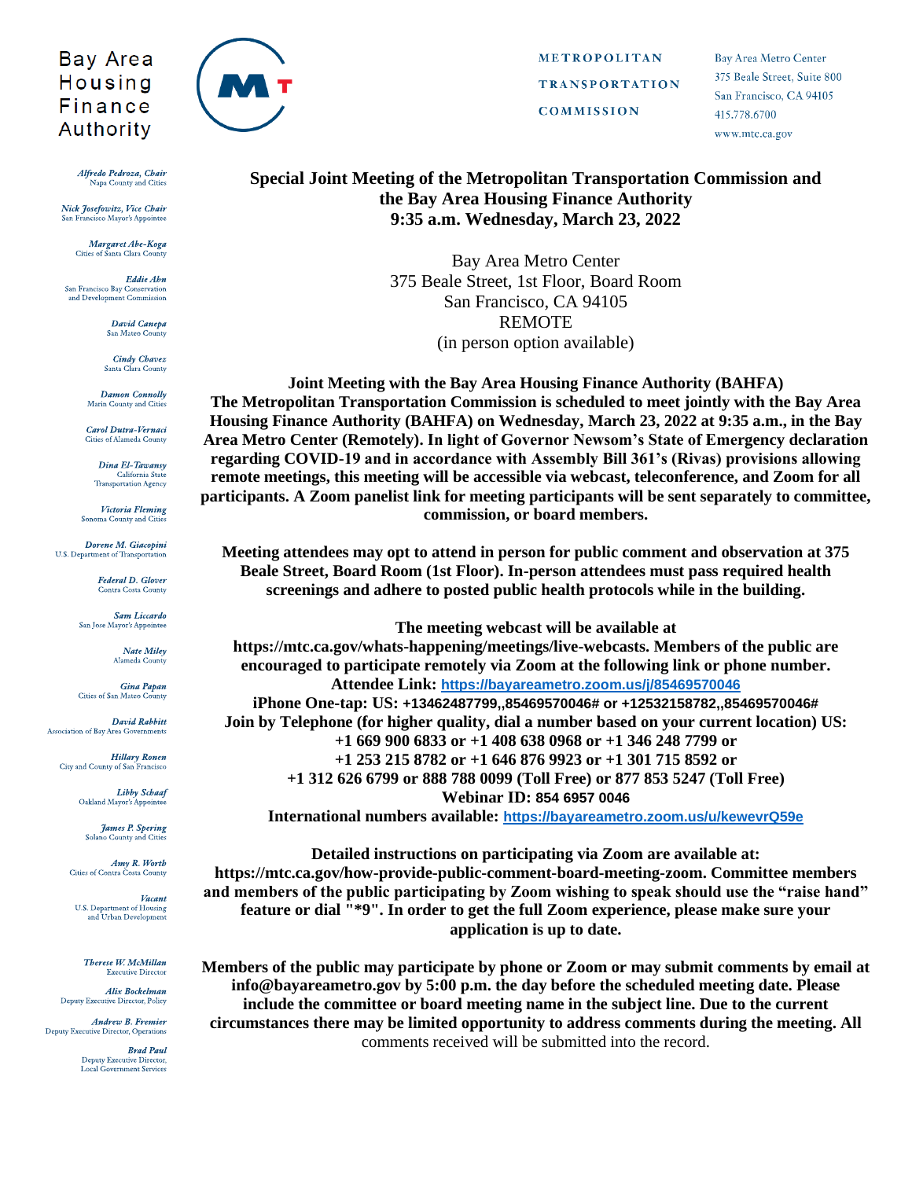Bay Area Housing Finance Authority

METROPOLITAN TRANSPORTATION COMMISSION

Bay Area Metro Center
375 Beale Street, Suite 800
San Francisco, CA 94105
415.778.6700
www.mtc.ca.gov

*Alfredo Pedroza, Chair*
Napa County and Cities

*Nick Josefowitz, Vice Chair*
San Francisco Mayor's Appointee

*Margaret Abe-Koga*
Cities of Santa Clara County

*Eddie Ahn*
San Francisco Bay Conservation and Development Commission

*David Canepa*
San Mateo County

*Cindy Chavez*
Santa Clara County

*Damon Connolly*
Marin County and Cities

*Carol Dutra-Vernaci*
Cities of Alameda County

*Dina El-Tawansy*
California State Transportation Agency

*Victoria Fleming*
Sonoma County and Cities

*Dorene M. Giacopini*
U.S. Department of Transportation

*Federal D. Glover*
Contra Costa County

*Sam Liccardo*
San Jose Mayor's Appointee

*Nate Miley*
Alameda County

*Gina Papan*
Cities of San Mateo County

*David Rabbitt*
Association of Bay Area Governments

*Hillary Ronen*
City and County of San Francisco

*Libby Schaaf*
Oakland Mayor's Appointee

*James P. Spering*
Solano County and Cities

*Amy R. Worth*
Cities of Contra Costa County

*Vacant*
U.S. Department of Housing and Urban Development

*Therese W. McMillan*
Executive Director

*Alix Bockelman*
Deputy Executive Director, Policy

*Andrew B. Fremier*
Deputy Executive Director, Operations

*Brad Paul*
Deputy Executive Director, Local Government Services

# Special Joint Meeting of the Metropolitan Transportation Commission and the Bay Area Housing Finance Authority
## 9:35 a.m. Wednesday, March 23, 2022

Bay Area Metro Center
375 Beale Street, 1st Floor, Board Room
San Francisco, CA 94105
REMOTE
(in person option available)

**Joint Meeting with the Bay Area Housing Finance Authority (BAHFA)**
**The Metropolitan Transportation Commission is scheduled to meet jointly with the Bay Area Housing Finance Authority (BAHFA) on Wednesday, March 23, 2022 at 9:35 a.m., in the Bay Area Metro Center (Remotely). In light of Governor Newsom's State of Emergency declaration regarding COVID-19 and in accordance with Assembly Bill 361's (Rivas) provisions allowing remote meetings, this meeting will be accessible via webcast, teleconference, and Zoom for all participants. A Zoom panelist link for meeting participants will be sent separately to committee, commission, or board members.**

**Meeting attendees may opt to attend in person for public comment and observation at 375 Beale Street, Board Room (1st Floor). In-person attendees must pass required health screenings and adhere to posted public health protocols while in the building.**

**The meeting webcast will be available at https://mtc.ca.gov/whats-happening/meetings/live-webcasts. Members of the public are encouraged to participate remotely via Zoom at the following link or phone number.**
**Attendee Link: https://bayareametro.zoom.us/j/85469570046**
**iPhone One-tap: US: +13462487799,,85469570046# or +12532158782,,85469570046#**
**Join by Telephone (for higher quality, dial a number based on your current location) US: +1 669 900 6833 or +1 408 638 0968 or +1 346 248 7799 or +1 253 215 8782 or +1 646 876 9923 or +1 301 715 8592 or +1 312 626 6799 or 888 788 0099 (Toll Free) or 877 853 5247 (Toll Free)**
**Webinar ID: 854 6957 0046**
**International numbers available: https://bayareametro.zoom.us/u/kewevrQ59e**

**Detailed instructions on participating via Zoom are available at: https://mtc.ca.gov/how-provide-public-comment-board-meeting-zoom. Committee members and members of the public participating by Zoom wishing to speak should use the "raise hand" feature or dial "*9". In order to get the full Zoom experience, please make sure your application is up to date.**

**Members of the public may participate by phone or Zoom or may submit comments by email at info@bayareametro.gov by 5:00 p.m. the day before the scheduled meeting date. Please include the committee or board meeting name in the subject line. Due to the current circumstances there may be limited opportunity to address comments during the meeting. All** comments received will be submitted into the record.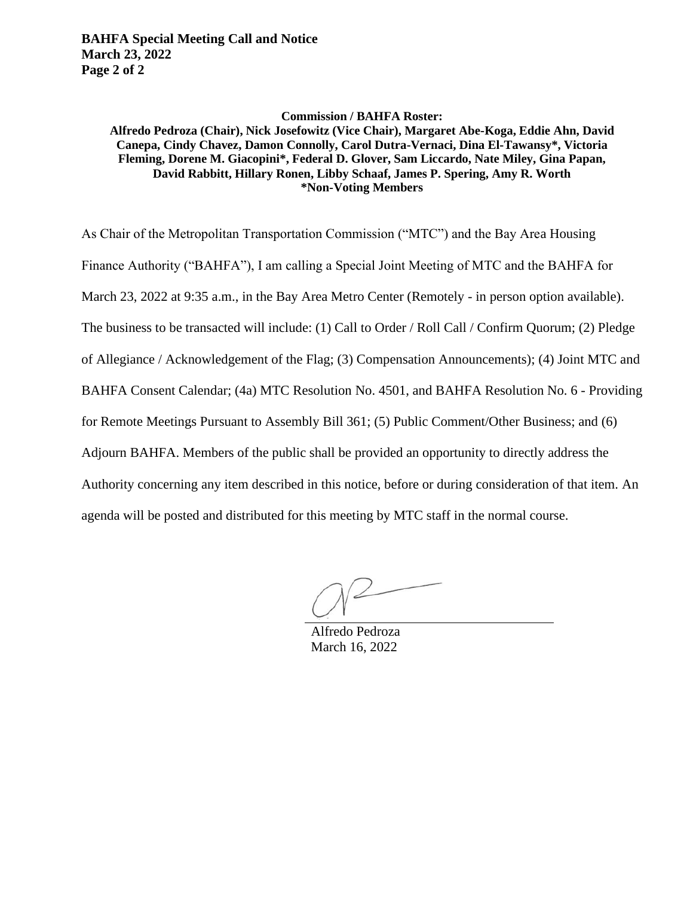**Commission / BAHFA Roster:**
**Alfredo Pedroza (Chair), Nick Josefowitz (Vice Chair), Margaret Abe-Koga, Eddie Ahn, David Canepa, Cindy Chavez, Damon Connolly, Carol Dutra-Vernaci, Dina El-Tawansy*, Victoria Fleming, Dorene M. Giacopini*, Federal D. Glover, Sam Liccardo, Nate Miley, Gina Papan, David Rabbitt, Hillary Ronen, Libby Schaaf, James P. Spering, Amy R. Worth**
***Non-Voting Members**

As Chair of the Metropolitan Transportation Commission ("MTC") and the Bay Area Housing Finance Authority ("BAHFA"), I am calling a Special Joint Meeting of MTC and the BAHFA for March 23, 2022 at 9:35 a.m., in the Bay Area Metro Center (Remotely - in person option available). The business to be transacted will include: (1) Call to Order / Roll Call / Confirm Quorum; (2) Pledge of Allegiance / Acknowledgement of the Flag; (3) Compensation Announcements); (4) Joint MTC and BAHFA Consent Calendar; (4a) MTC Resolution No. 4501, and BAHFA Resolution No. 6 - Providing for Remote Meetings Pursuant to Assembly Bill 361; (5) Public Comment/Other Business; and (6) Adjourn BAHFA. Members of the public shall be provided an opportunity to directly address the Authority concerning any item described in this notice, before or during consideration of that item. An agenda will be posted and distributed for this meeting by MTC staff in the normal course.

Alfredo Pedroza
March 16, 2022